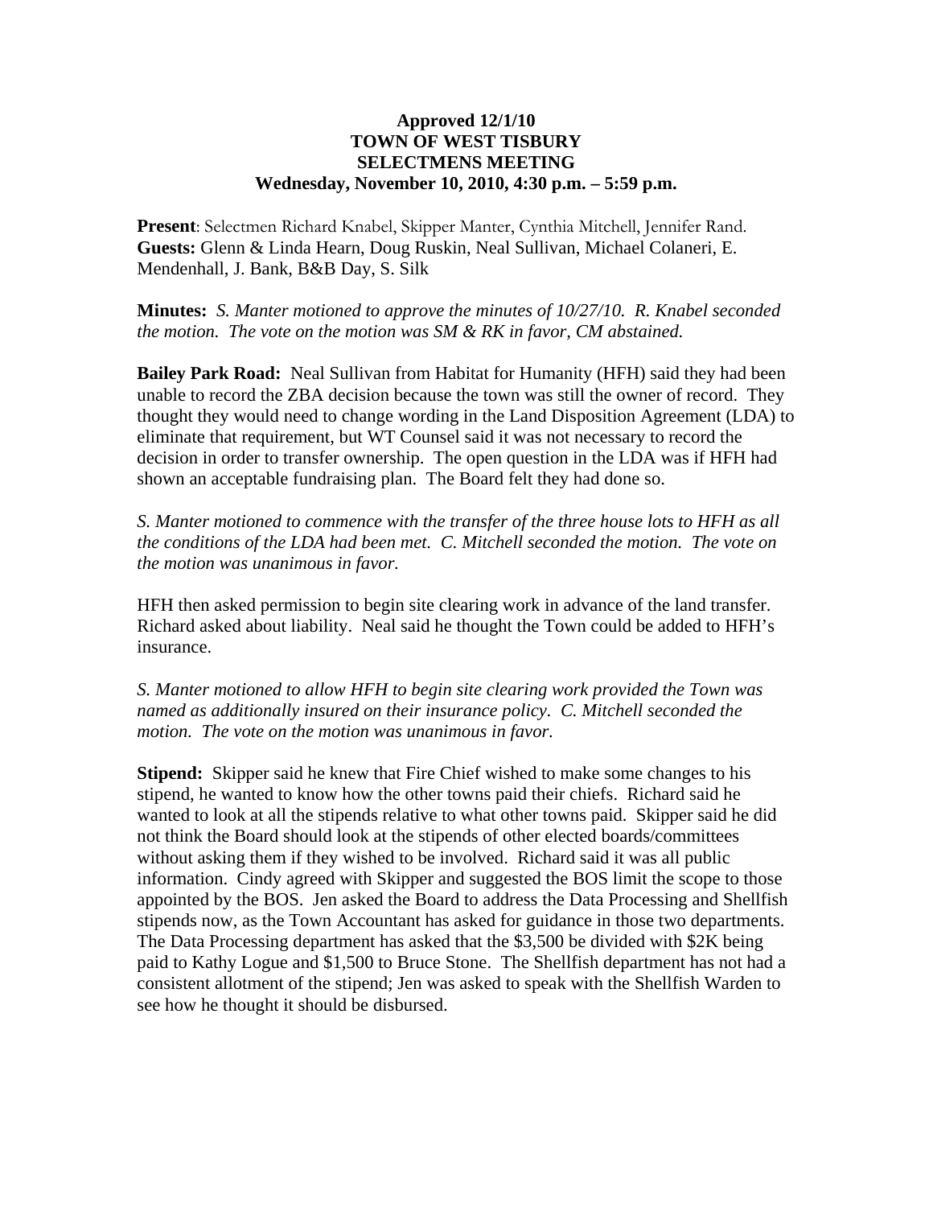**Approved 12/1/10**
**TOWN OF WEST TISBURY**
**SELECTMENS MEETING**
**Wednesday, November 10, 2010, 4:30 p.m. – 5:59 p.m.**

**Present**: Selectmen Richard Knabel, Skipper Manter, Cynthia Mitchell, Jennifer Rand.
**Guests:** Glenn & Linda Hearn, Doug Ruskin, Neal Sullivan, Michael Colaneri, E. Mendenhall, J. Bank, B&B Day, S. Silk

**Minutes:** *S. Manter motioned to approve the minutes of 10/27/10. R. Knabel seconded the motion. The vote on the motion was SM & RK in favor, CM abstained.*

**Bailey Park Road:** Neal Sullivan from Habitat for Humanity (HFH) said they had been unable to record the ZBA decision because the town was still the owner of record. They thought they would need to change wording in the Land Disposition Agreement (LDA) to eliminate that requirement, but WT Counsel said it was not necessary to record the decision in order to transfer ownership. The open question in the LDA was if HFH had shown an acceptable fundraising plan. The Board felt they had done so.

*S. Manter motioned to commence with the transfer of the three house lots to HFH as all the conditions of the LDA had been met. C. Mitchell seconded the motion. The vote on the motion was unanimous in favor.*

HFH then asked permission to begin site clearing work in advance of the land transfer. Richard asked about liability. Neal said he thought the Town could be added to HFH's insurance.

*S. Manter motioned to allow HFH to begin site clearing work provided the Town was named as additionally insured on their insurance policy. C. Mitchell seconded the motion. The vote on the motion was unanimous in favor.*

**Stipend:** Skipper said he knew that Fire Chief wished to make some changes to his stipend, he wanted to know how the other towns paid their chiefs. Richard said he wanted to look at all the stipends relative to what other towns paid. Skipper said he did not think the Board should look at the stipends of other elected boards/committees without asking them if they wished to be involved. Richard said it was all public information. Cindy agreed with Skipper and suggested the BOS limit the scope to those appointed by the BOS. Jen asked the Board to address the Data Processing and Shellfish stipends now, as the Town Accountant has asked for guidance in those two departments. The Data Processing department has asked that the $3,500 be divided with $2K being paid to Kathy Logue and $1,500 to Bruce Stone. The Shellfish department has not had a consistent allotment of the stipend; Jen was asked to speak with the Shellfish Warden to see how he thought it should be disbursed.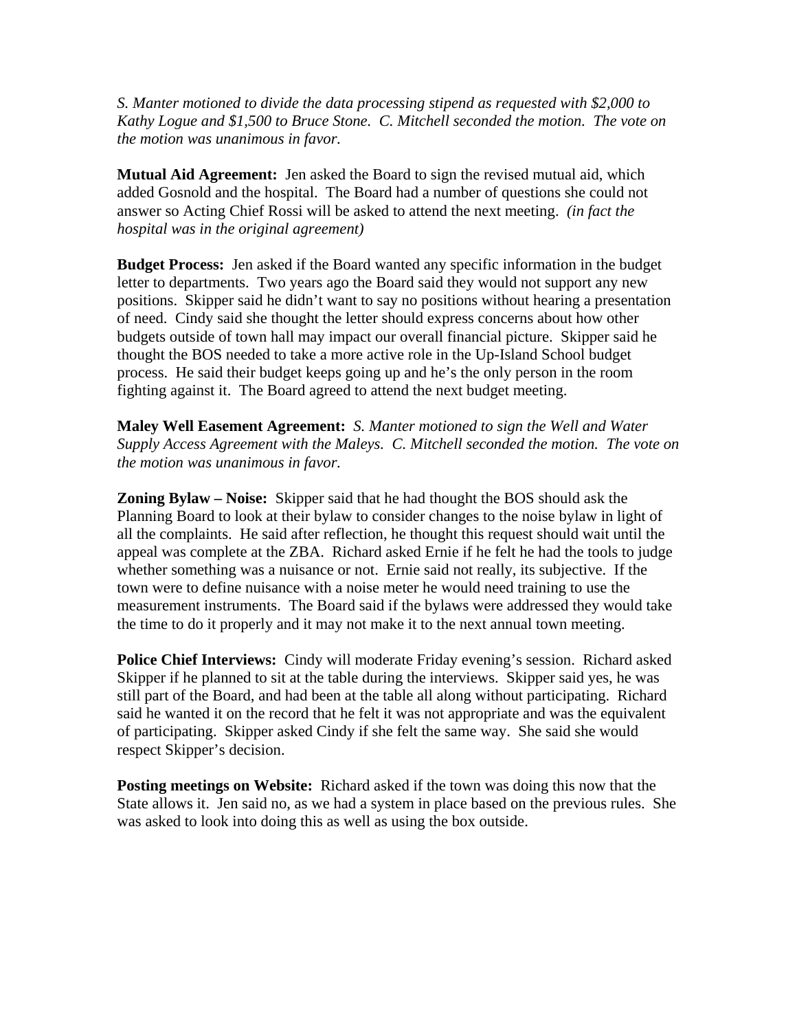*S. Manter motioned to divide the data processing stipend as requested with $2,000 to Kathy Logue and $1,500 to Bruce Stone. C. Mitchell seconded the motion. The vote on the motion was unanimous in favor.*

**Mutual Aid Agreement:** Jen asked the Board to sign the revised mutual aid, which added Gosnold and the hospital. The Board had a number of questions she could not answer so Acting Chief Rossi will be asked to attend the next meeting. *(in fact the hospital was in the original agreement)*

**Budget Process:** Jen asked if the Board wanted any specific information in the budget letter to departments. Two years ago the Board said they would not support any new positions. Skipper said he didn't want to say no positions without hearing a presentation of need. Cindy said she thought the letter should express concerns about how other budgets outside of town hall may impact our overall financial picture. Skipper said he thought the BOS needed to take a more active role in the Up-Island School budget process. He said their budget keeps going up and he's the only person in the room fighting against it. The Board agreed to attend the next budget meeting.

**Maley Well Easement Agreement:** *S. Manter motioned to sign the Well and Water Supply Access Agreement with the Maleys. C. Mitchell seconded the motion. The vote on the motion was unanimous in favor.*

**Zoning Bylaw – Noise:** Skipper said that he had thought the BOS should ask the Planning Board to look at their bylaw to consider changes to the noise bylaw in light of all the complaints. He said after reflection, he thought this request should wait until the appeal was complete at the ZBA. Richard asked Ernie if he felt he had the tools to judge whether something was a nuisance or not. Ernie said not really, its subjective. If the town were to define nuisance with a noise meter he would need training to use the measurement instruments. The Board said if the bylaws were addressed they would take the time to do it properly and it may not make it to the next annual town meeting.

**Police Chief Interviews:** Cindy will moderate Friday evening's session. Richard asked Skipper if he planned to sit at the table during the interviews. Skipper said yes, he was still part of the Board, and had been at the table all along without participating. Richard said he wanted it on the record that he felt it was not appropriate and was the equivalent of participating. Skipper asked Cindy if she felt the same way. She said she would respect Skipper's decision.

**Posting meetings on Website:** Richard asked if the town was doing this now that the State allows it. Jen said no, as we had a system in place based on the previous rules. She was asked to look into doing this as well as using the box outside.